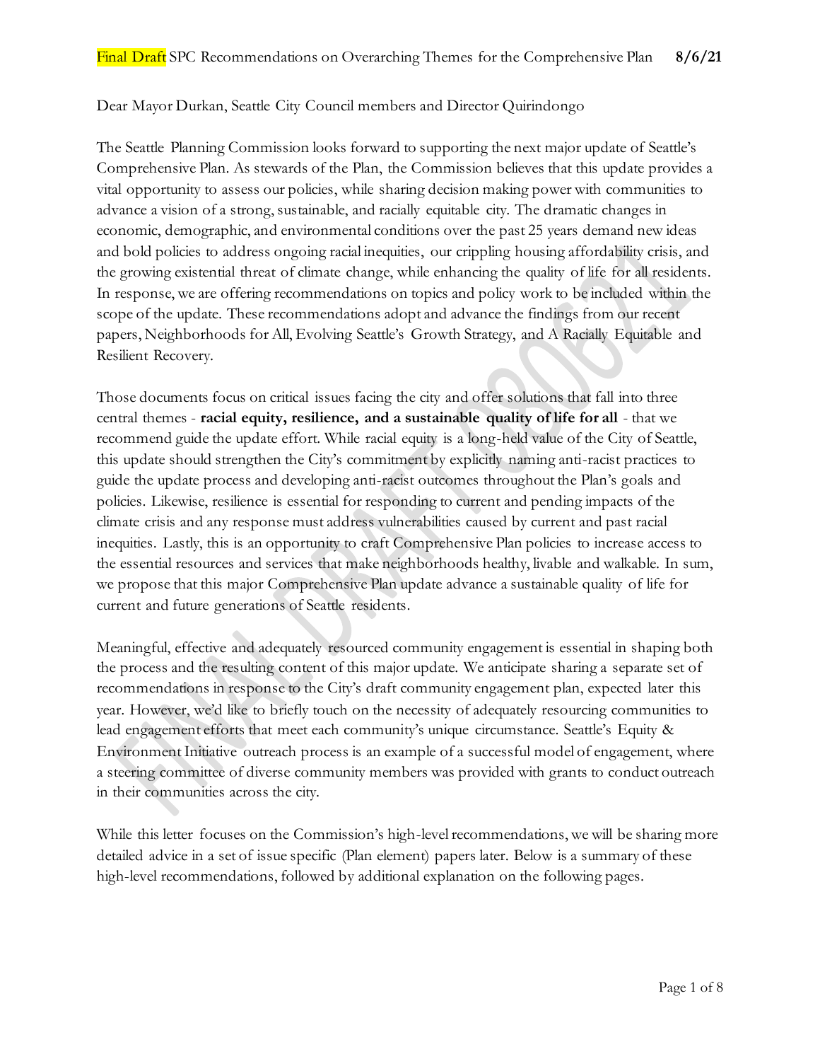Dear Mayor Durkan, Seattle City Council members and Director Quirindongo

The Seattle Planning Commission looks forward to supporting the next major update of Seattle's Comprehensive Plan. As stewards of the Plan, the Commission believes that this update provides a vital opportunity to assess our policies, while sharing decision making power with communities to advance a vision of a strong, sustainable, and racially equitable city. The dramatic changes in economic, demographic, and environmental conditions over the past 25 years demand new ideas and bold policies to address ongoing racial inequities, our crippling housing affordability crisis, and the growing existential threat of climate change, while enhancing the quality of life for all residents. In response, we are offering recommendations on topics and policy work to be included within the scope of the update. These recommendations adopt and advance the findings from our recent papers, Neighborhoods for All, Evolving Seattle's Growth Strategy, and A Racially Equitable and Resilient Recovery.

Those documents focus on critical issues facing the city and offer solutions that fall into three central themes - **racial equity, resilience, and a sustainable quality of life for all** - that we recommend guide the update effort. While racial equity is a long-held value of the City of Seattle, this update should strengthen the City's commitment by explicitly naming anti-racist practices to guide the update process and developing anti-racist outcomes throughout the Plan's goals and policies. Likewise, resilience is essential for responding to current and pending impacts of the climate crisis and any response must address vulnerabilities caused by current and past racial inequities. Lastly, this is an opportunity to craft Comprehensive Plan policies to increase access to the essential resources and services that make neighborhoods healthy, livable and walkable. In sum, we propose that this major Comprehensive Plan update advance a sustainable quality of life for current and future generations of Seattle residents.

Meaningful, effective and adequately resourced community engagement is essential in shaping both the process and the resulting content of this major update. We anticipate sharing a separate set of recommendations in response to the City's draft community engagement plan, expected later this year. However, we'd like to briefly touch on the necessity of adequately resourcing communities to lead engagement efforts that meet each community's unique circumstance. Seattle's Equity & Environment Initiative outreach process is an example of a successful model of engagement, where a steering committee of diverse community members was provided with grants to conduct outreach in their communities across the city.

While this letter focuses on the Commission's high-level recommendations, we will be sharing more detailed advice in a set of issue specific (Plan element) papers later. Below is a summary of these high-level recommendations, followed by additional explanation on the following pages.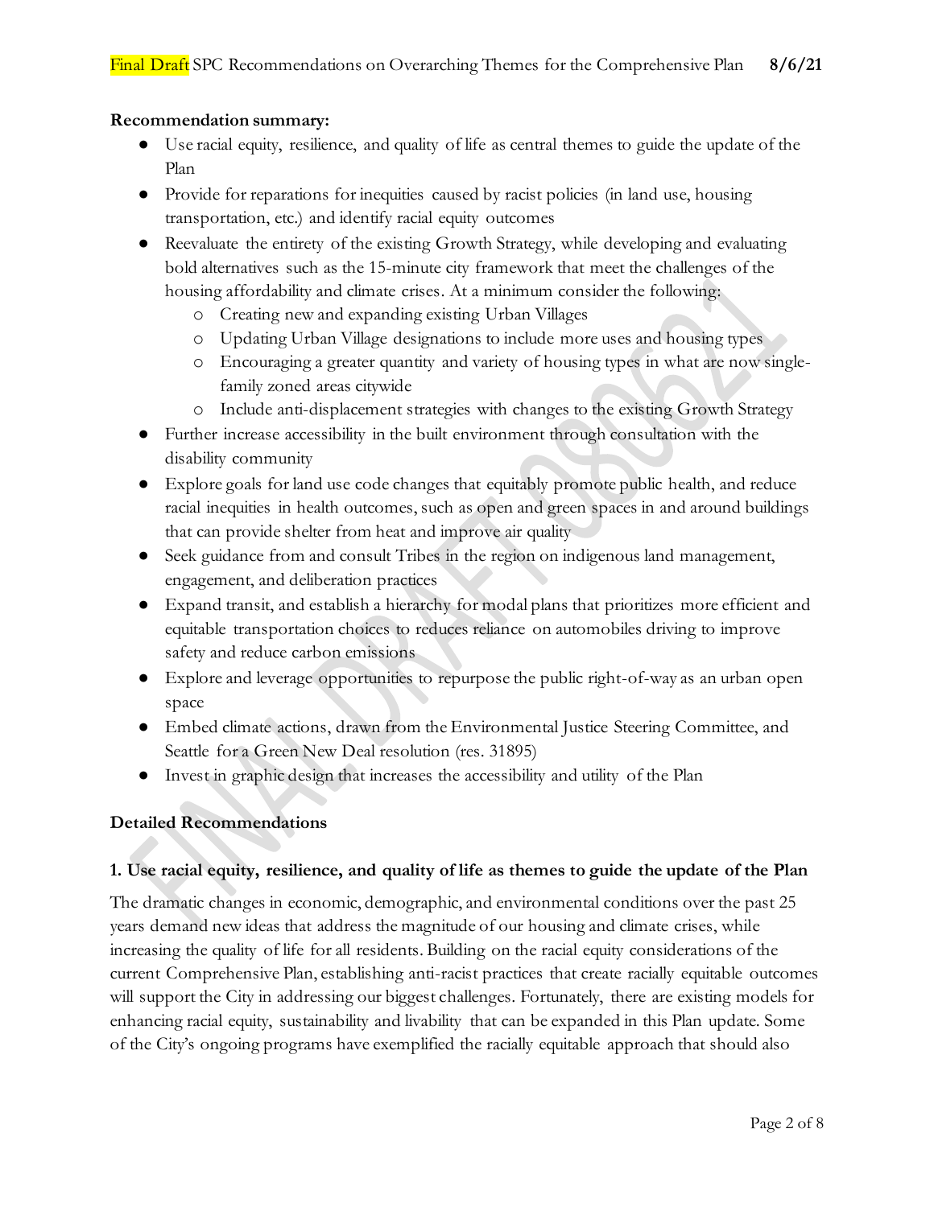**Recommendation summary:**

- Use racial equity, resilience, and quality of life as central themes to guide the update of the Plan
- Provide for reparations for inequities caused by racist policies (in land use, housing transportation, etc.) and identify racial equity outcomes
- Reevaluate the entirety of the existing Growth Strategy, while developing and evaluating bold alternatives such as the 15-minute city framework that meet the challenges of the housing affordability and climate crises. At a minimum consider the following:
  - Creating new and expanding existing Urban Villages
  - Updating Urban Village designations to include more uses and housing types
  - Encouraging a greater quantity and variety of housing types in what are now single-family zoned areas citywide
  - Include anti-displacement strategies with changes to the existing Growth Strategy
- Further increase accessibility in the built environment through consultation with the disability community
- Explore goals for land use code changes that equitably promote public health, and reduce racial inequities in health outcomes, such as open and green spaces in and around buildings that can provide shelter from heat and improve air quality
- Seek guidance from and consult Tribes in the region on indigenous land management, engagement, and deliberation practices
- Expand transit, and establish a hierarchy for modal plans that prioritizes more efficient and equitable transportation choices to reduces reliance on automobiles driving to improve safety and reduce carbon emissions
- Explore and leverage opportunities to repurpose the public right-of-way as an urban open space
- Embed climate actions, drawn from the Environmental Justice Steering Committee, and Seattle for a Green New Deal resolution (res. 31895)
- Invest in graphic design that increases the accessibility and utility of the Plan

## Detailed Recommendations

### 1. Use racial equity, resilience, and quality of life as themes to guide the update of the Plan

The dramatic changes in economic, demographic, and environmental conditions over the past 25 years demand new ideas that address the magnitude of our housing and climate crises, while increasing the quality of life for all residents. Building on the racial equity considerations of the current Comprehensive Plan, establishing anti-racist practices that create racially equitable outcomes will support the City in addressing our biggest challenges. Fortunately, there are existing models for enhancing racial equity, sustainability and livability that can be expanded in this Plan update. Some of the City's ongoing programs have exemplified the racially equitable approach that should also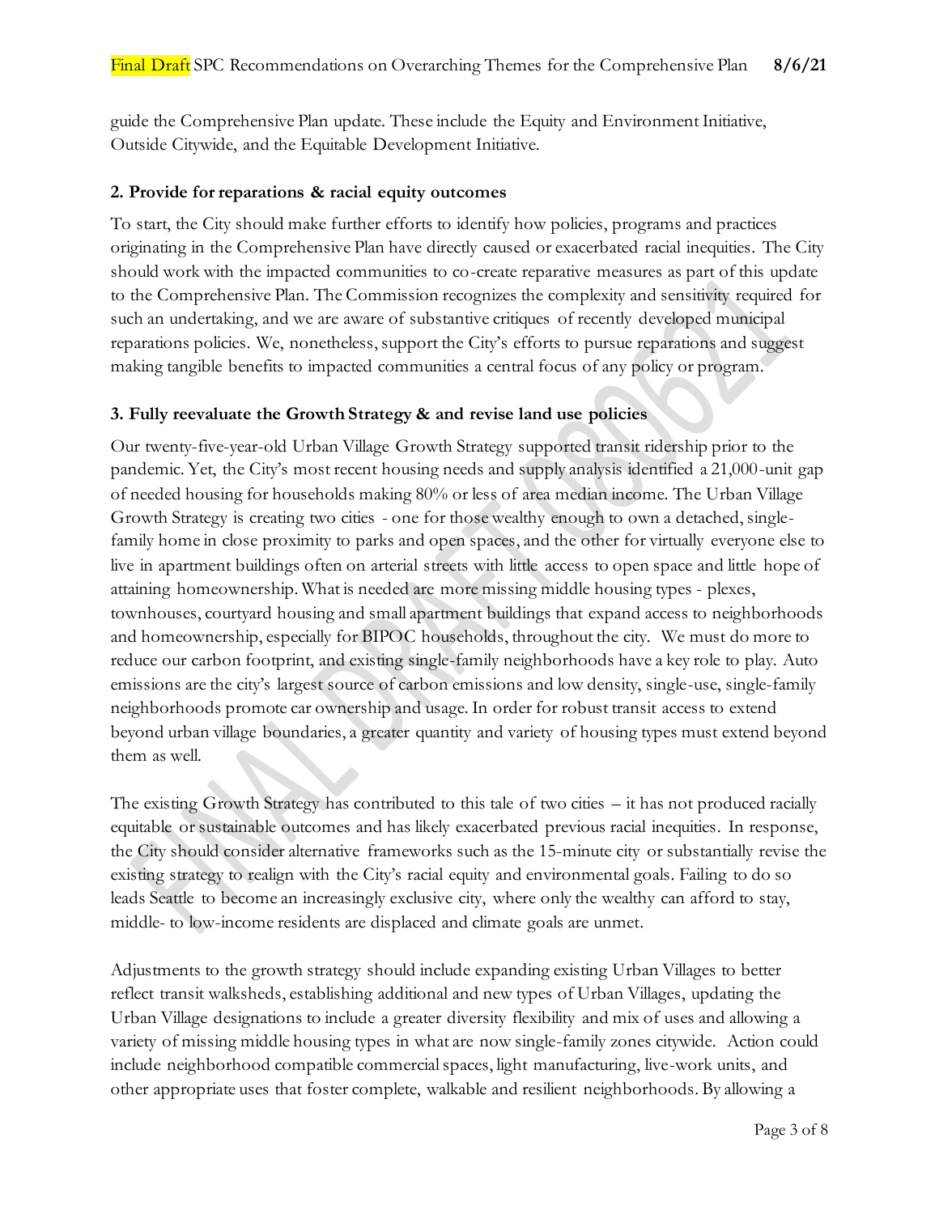guide the Comprehensive Plan update. These include the Equity and Environment Initiative, Outside Citywide, and the Equitable Development Initiative.

**2. Provide for reparations & racial equity outcomes**

To start, the City should make further efforts to identify how policies, programs and practices originating in the Comprehensive Plan have directly caused or exacerbated racial inequities. The City should work with the impacted communities to co-create reparative measures as part of this update to the Comprehensive Plan. The Commission recognizes the complexity and sensitivity required for such an undertaking, and we are aware of substantive critiques of recently developed municipal reparations policies. We, nonetheless, support the City's efforts to pursue reparations and suggest making tangible benefits to impacted communities a central focus of any policy or program.

**3. Fully reevaluate the Growth Strategy & and revise land use policies**

Our twenty-five-year-old Urban Village Growth Strategy supported transit ridership prior to the pandemic. Yet, the City's most recent housing needs and supply analysis identified a 21,000-unit gap of needed housing for households making 80% or less of area median income. The Urban Village Growth Strategy is creating two cities - one for those wealthy enough to own a detached, single-family home in close proximity to parks and open spaces, and the other for virtually everyone else to live in apartment buildings often on arterial streets with little access to open space and little hope of attaining homeownership. What is needed are more missing middle housing types - plexes, townhouses, courtyard housing and small apartment buildings that expand access to neighborhoods and homeownership, especially for BIPOC households, throughout the city. We must do more to reduce our carbon footprint, and existing single-family neighborhoods have a key role to play. Auto emissions are the city's largest source of carbon emissions and low density, single-use, single-family neighborhoods promote car ownership and usage. In order for robust transit access to extend beyond urban village boundaries, a greater quantity and variety of housing types must extend beyond them as well.

The existing Growth Strategy has contributed to this tale of two cities – it has not produced racially equitable or sustainable outcomes and has likely exacerbated previous racial inequities. In response, the City should consider alternative frameworks such as the 15-minute city or substantially revise the existing strategy to realign with the City's racial equity and environmental goals. Failing to do so leads Seattle to become an increasingly exclusive city, where only the wealthy can afford to stay, middle- to low-income residents are displaced and climate goals are unmet.

Adjustments to the growth strategy should include expanding existing Urban Villages to better reflect transit walksheds, establishing additional and new types of Urban Villages, updating the Urban Village designations to include a greater diversity flexibility and mix of uses and allowing a variety of missing middle housing types in what are now single-family zones citywide. Action could include neighborhood compatible commercial spaces, light manufacturing, live-work units, and other appropriate uses that foster complete, walkable and resilient neighborhoods. By allowing a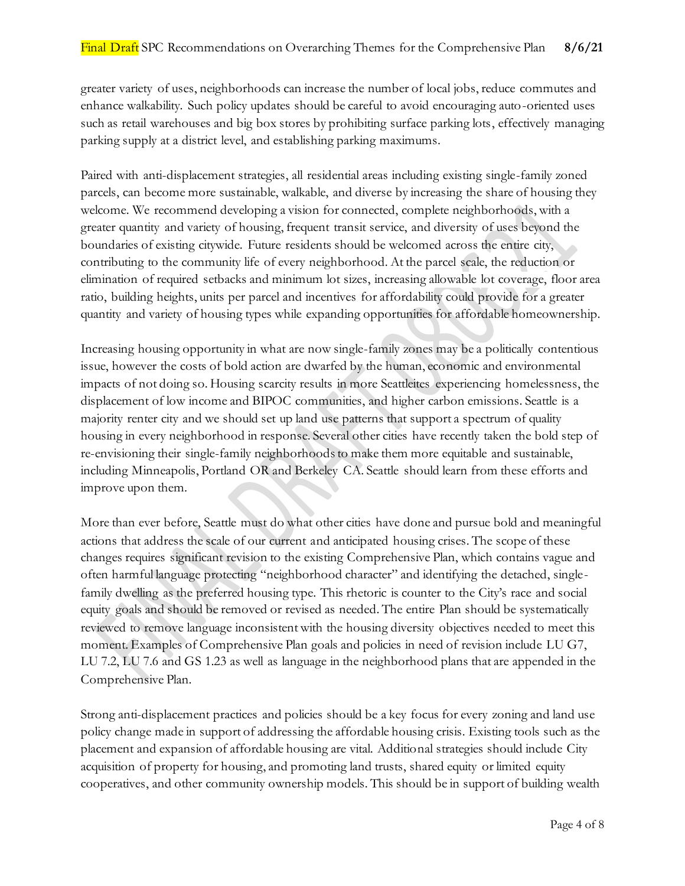greater variety of uses, neighborhoods can increase the number of local jobs, reduce commutes and enhance walkability. Such policy updates should be careful to avoid encouraging auto-oriented uses such as retail warehouses and big box stores by prohibiting surface parking lots, effectively managing parking supply at a district level, and establishing parking maximums.

Paired with anti-displacement strategies, all residential areas including existing single-family zoned parcels, can become more sustainable, walkable, and diverse by increasing the share of housing they welcome. We recommend developing a vision for connected, complete neighborhoods, with a greater quantity and variety of housing, frequent transit service, and diversity of uses beyond the boundaries of existing citywide. Future residents should be welcomed across the entire city, contributing to the community life of every neighborhood. At the parcel scale, the reduction or elimination of required setbacks and minimum lot sizes, increasing allowable lot coverage, floor area ratio, building heights, units per parcel and incentives for affordability could provide for a greater quantity and variety of housing types while expanding opportunities for affordable homeownership.

Increasing housing opportunity in what are now single-family zones may be a politically contentious issue, however the costs of bold action are dwarfed by the human, economic and environmental impacts of not doing so. Housing scarcity results in more Seattleites experiencing homelessness, the displacement of low income and BIPOC communities, and higher carbon emissions. Seattle is a majority renter city and we should set up land use patterns that support a spectrum of quality housing in every neighborhood in response. Several other cities have recently taken the bold step of re-envisioning their single-family neighborhoods to make them more equitable and sustainable, including Minneapolis, Portland OR and Berkeley CA. Seattle should learn from these efforts and improve upon them.

More than ever before, Seattle must do what other cities have done and pursue bold and meaningful actions that address the scale of our current and anticipated housing crises. The scope of these changes requires significant revision to the existing Comprehensive Plan, which contains vague and often harmful language protecting "neighborhood character" and identifying the detached, single-family dwelling as the preferred housing type. This rhetoric is counter to the City's race and social equity goals and should be removed or revised as needed. The entire Plan should be systematically reviewed to remove language inconsistent with the housing diversity objectives needed to meet this moment. Examples of Comprehensive Plan goals and policies in need of revision include LU G7, LU 7.2, LU 7.6 and GS 1.23 as well as language in the neighborhood plans that are appended in the Comprehensive Plan.

Strong anti-displacement practices and policies should be a key focus for every zoning and land use policy change made in support of addressing the affordable housing crisis. Existing tools such as the placement and expansion of affordable housing are vital. Additional strategies should include City acquisition of property for housing, and promoting land trusts, shared equity or limited equity cooperatives, and other community ownership models. This should be in support of building wealth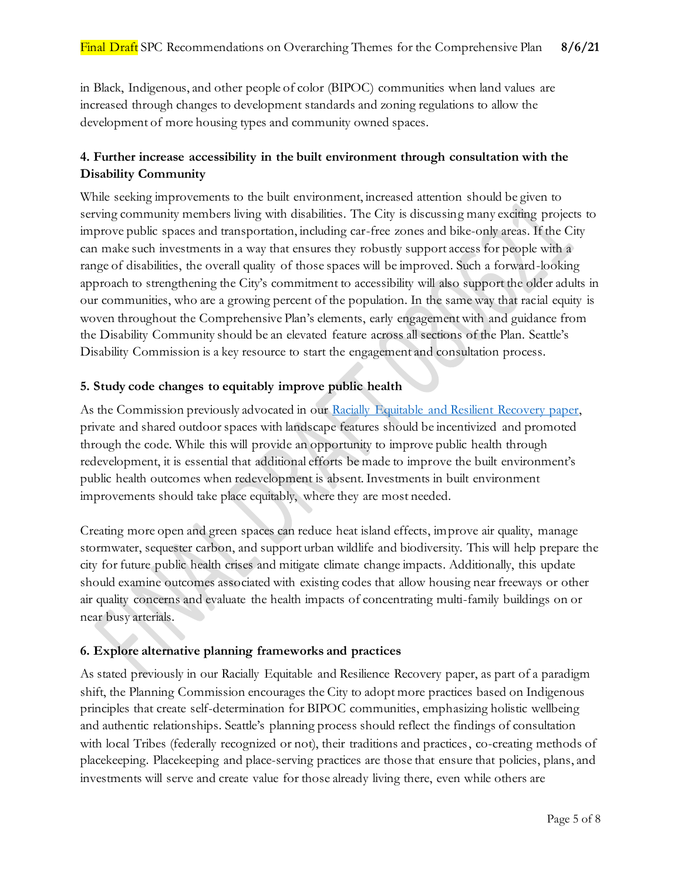in Black, Indigenous, and other people of color (BIPOC) communities when land values are increased through changes to development standards and zoning regulations to allow the development of more housing types and community owned spaces.

**4. Further increase accessibility in the built environment through consultation with the Disability Community**

While seeking improvements to the built environment, increased attention should be given to serving community members living with disabilities. The City is discussing many exciting projects to improve public spaces and transportation, including car-free zones and bike-only areas. If the City can make such investments in a way that ensures they robustly support access for people with a range of disabilities, the overall quality of those spaces will be improved. Such a forward-looking approach to strengthening the City's commitment to accessibility will also support the older adults in our communities, who are a growing percent of the population. In the same way that racial equity is woven throughout the Comprehensive Plan's elements, early engagement with and guidance from the Disability Community should be an elevated feature across all sections of the Plan. Seattle's Disability Commission is a key resource to start the engagement and consultation process.

**5. Study code changes to equitably improve public health**

As the Commission previously advocated in our [Racially Equitable and Resilient Recovery paper](), private and shared outdoor spaces with landscape features should be incentivized and promoted through the code. While this will provide an opportunity to improve public health through redevelopment, it is essential that additional efforts be made to improve the built environment's public health outcomes when redevelopment is absent. Investments in built environment improvements should take place equitably, where they are most needed.

Creating more open and green spaces can reduce heat island effects, improve air quality, manage stormwater, sequester carbon, and support urban wildlife and biodiversity. This will help prepare the city for future public health crises and mitigate climate change impacts. Additionally, this update should examine outcomes associated with existing codes that allow housing near freeways or other air quality concerns and evaluate the health impacts of concentrating multi-family buildings on or near busy arterials.

**6. Explore alternative planning frameworks and practices**

As stated previously in our Racially Equitable and Resilience Recovery paper, as part of a paradigm shift, the Planning Commission encourages the City to adopt more practices based on Indigenous principles that create self-determination for BIPOC communities, emphasizing holistic wellbeing and authentic relationships. Seattle's planning process should reflect the findings of consultation with local Tribes (federally recognized or not), their traditions and practices, co-creating methods of placekeeping. Placekeeping and place-serving practices are those that ensure that policies, plans, and investments will serve and create value for those already living there, even while others are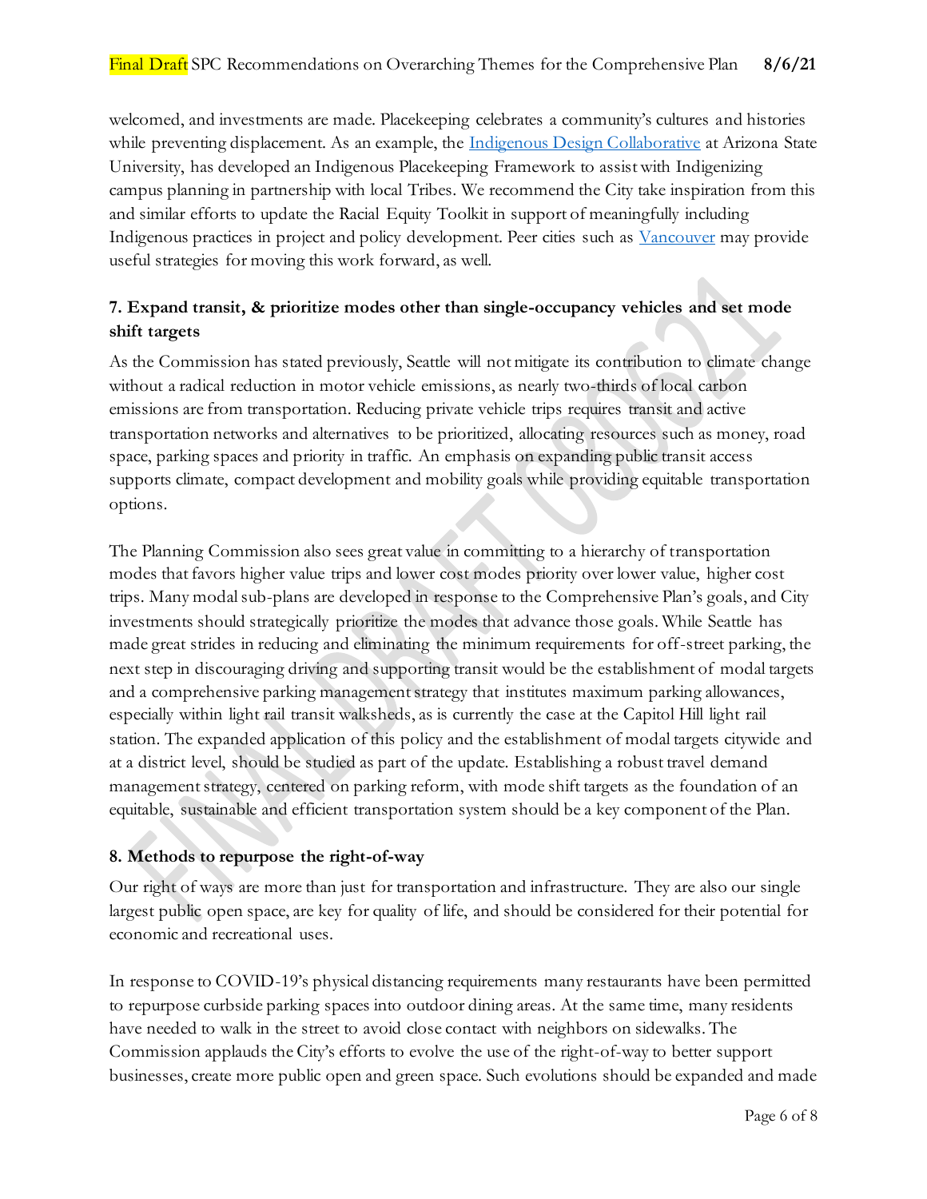welcomed, and investments are made. Placekeeping celebrates a community's cultures and histories while preventing displacement. As an example, the Indigenous Design Collaborative at Arizona State University, has developed an Indigenous Placekeeping Framework to assist with Indigenizing campus planning in partnership with local Tribes. We recommend the City take inspiration from this and similar efforts to update the Racial Equity Toolkit in support of meaningfully including Indigenous practices in project and policy development. Peer cities such as Vancouver may provide useful strategies for moving this work forward, as well.

**7. Expand transit, & prioritize modes other than single-occupancy vehicles and set mode shift targets**

As the Commission has stated previously, Seattle will not mitigate its contribution to climate change without a radical reduction in motor vehicle emissions, as nearly two-thirds of local carbon emissions are from transportation. Reducing private vehicle trips requires transit and active transportation networks and alternatives to be prioritized, allocating resources such as money, road space, parking spaces and priority in traffic. An emphasis on expanding public transit access supports climate, compact development and mobility goals while providing equitable transportation options.

The Planning Commission also sees great value in committing to a hierarchy of transportation modes that favors higher value trips and lower cost modes priority over lower value, higher cost trips. Many modal sub-plans are developed in response to the Comprehensive Plan's goals, and City investments should strategically prioritize the modes that advance those goals. While Seattle has made great strides in reducing and eliminating the minimum requirements for off-street parking, the next step in discouraging driving and supporting transit would be the establishment of modal targets and a comprehensive parking management strategy that institutes maximum parking allowances, especially within light rail transit walksheds, as is currently the case at the Capitol Hill light rail station. The expanded application of this policy and the establishment of modal targets citywide and at a district level, should be studied as part of the update. Establishing a robust travel demand management strategy, centered on parking reform, with mode shift targets as the foundation of an equitable, sustainable and efficient transportation system should be a key component of the Plan.

**8. Methods to repurpose the right-of-way**

Our right of ways are more than just for transportation and infrastructure. They are also our single largest public open space, are key for quality of life, and should be considered for their potential for economic and recreational uses.

In response to COVID-19's physical distancing requirements many restaurants have been permitted to repurpose curbside parking spaces into outdoor dining areas. At the same time, many residents have needed to walk in the street to avoid close contact with neighbors on sidewalks. The Commission applauds the City's efforts to evolve the use of the right-of-way to better support businesses, create more public open and green space. Such evolutions should be expanded and made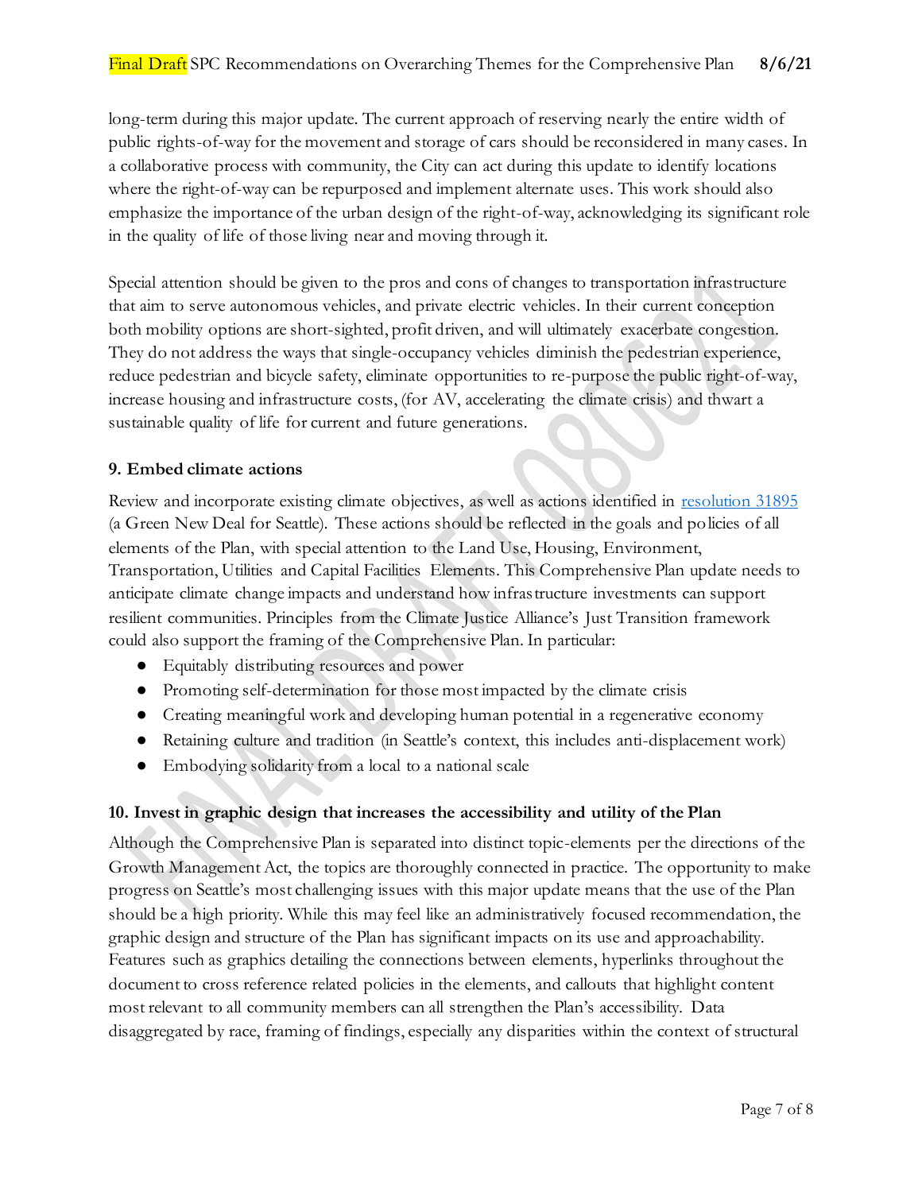long-term during this major update. The current approach of reserving nearly the entire width of public rights-of-way for the movement and storage of cars should be reconsidered in many cases. In a collaborative process with community, the City can act during this update to identify locations where the right-of-way can be repurposed and implement alternate uses. This work should also emphasize the importance of the urban design of the right-of-way, acknowledging its significant role in the quality of life of those living near and moving through it.

Special attention should be given to the pros and cons of changes to transportation infrastructure that aim to serve autonomous vehicles, and private electric vehicles. In their current conception both mobility options are short-sighted, profit driven, and will ultimately exacerbate congestion. They do not address the ways that single-occupancy vehicles diminish the pedestrian experience, reduce pedestrian and bicycle safety, eliminate opportunities to re-purpose the public right-of-way, increase housing and infrastructure costs, (for AV, accelerating the climate crisis) and thwart a sustainable quality of life for current and future generations.

**9. Embed climate actions**

Review and incorporate existing climate objectives, as well as actions identified in [resolution 31895](resolution 31895) (a Green New Deal for Seattle). These actions should be reflected in the goals and policies of all elements of the Plan, with special attention to the Land Use, Housing, Environment, Transportation, Utilities and Capital Facilities Elements. This Comprehensive Plan update needs to anticipate climate change impacts and understand how infrastructure investments can support resilient communities. Principles from the Climate Justice Alliance's Just Transition framework could also support the framing of the Comprehensive Plan. In particular:

- Equitably distributing resources and power
- Promoting self-determination for those most impacted by the climate crisis
- Creating meaningful work and developing human potential in a regenerative economy
- Retaining culture and tradition (in Seattle's context, this includes anti-displacement work)
- Embodying solidarity from a local to a national scale

**10. Invest in graphic design that increases the accessibility and utility of the Plan**

Although the Comprehensive Plan is separated into distinct topic-elements per the directions of the Growth Management Act, the topics are thoroughly connected in practice. The opportunity to make progress on Seattle's most challenging issues with this major update means that the use of the Plan should be a high priority. While this may feel like an administratively focused recommendation, the graphic design and structure of the Plan has significant impacts on its use and approachability. Features such as graphics detailing the connections between elements, hyperlinks throughout the document to cross reference related policies in the elements, and callouts that highlight content most relevant to all community members can all strengthen the Plan's accessibility. Data disaggregated by race, framing of findings, especially any disparities within the context of structural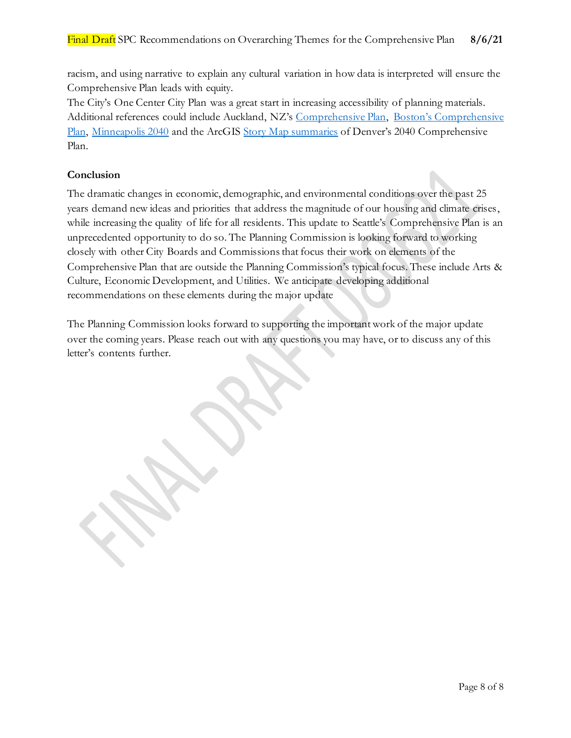racism, and using narrative to explain any cultural variation in how data is interpreted will ensure the Comprehensive Plan leads with equity.

The City's One Center City Plan was a great start in increasing accessibility of planning materials. Additional references could include Auckland, NZ's Comprehensive Plan, Boston's Comprehensive Plan, Minneapolis 2040 and the ArcGIS Story Map summaries of Denver's 2040 Comprehensive Plan.

**Conclusion**

The dramatic changes in economic, demographic, and environmental conditions over the past 25 years demand new ideas and priorities that address the magnitude of our housing and climate crises, while increasing the quality of life for all residents. This update to Seattle's Comprehensive Plan is an unprecedented opportunity to do so. The Planning Commission is looking forward to working closely with other City Boards and Commissions that focus their work on elements of the Comprehensive Plan that are outside the Planning Commission's typical focus. These include Arts & Culture, Economic Development, and Utilities. We anticipate developing additional recommendations on these elements during the major update

The Planning Commission looks forward to supporting the important work of the major update over the coming years. Please reach out with any questions you may have, or to discuss any of this letter's contents further.